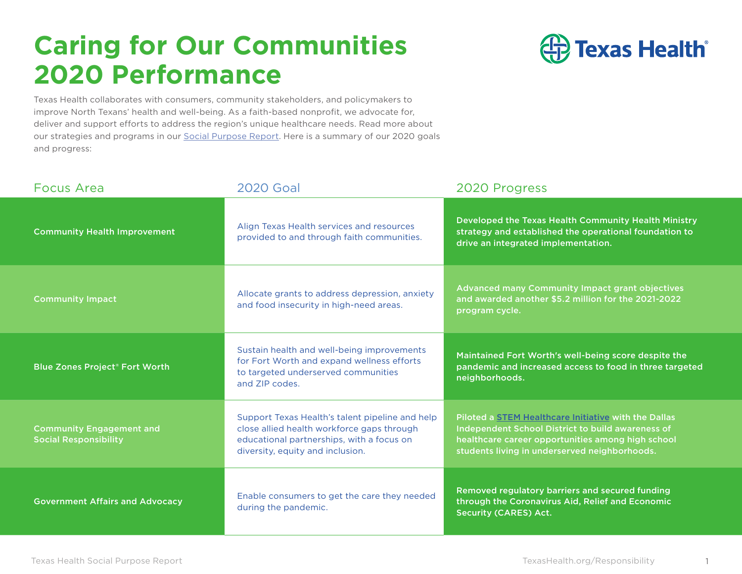# Caring for Our Communities 2020 Performance

Texas Health collaborates with consumers, community stakeholders, and policymakers to improve North Texans' health and well-being. As a faith-based nonprofit, we advocate for, deliver and support efforts to address the region's unique healthcare needs. Read more about our strategies and programs in our Social Purpose Report. Here is a summary of our 2020 goals and progress:

| Focus Area | 2020 Goal | 2020 Progress |
|---|---|---|
| **Community Health Improvement** | Align Texas Health services and resources provided to and through faith communities. | **Developed the Texas Health Community Health Ministry strategy and established the operational foundation to drive an integrated implementation.** |
| **Community Impact** | Allocate grants to address depression, anxiety and food insecurity in high-need areas. | **Advanced many Community Impact grant objectives and awarded another $5.2 million for the 2021-2022 program cycle.** |
| **Blue Zones Project® Fort Worth** | Sustain health and well-being improvements for Fort Worth and expand wellness efforts to targeted underserved communities and ZIP codes. | **Maintained Fort Worth's well-being score despite the pandemic and increased access to food in three targeted neighborhoods.** |
| **Community Engagement and Social Responsibility** | Support Texas Health's talent pipeline and help close allied health workforce gaps through educational partnerships, with a focus on diversity, equity and inclusion. | **Piloted a STEM Healthcare Initiative with the Dallas Independent School District to build awareness of healthcare career opportunities among high school students living in underserved neighborhoods.** |
| **Government Affairs and Advocacy** | Enable consumers to get the care they needed during the pandemic. | **Removed regulatory barriers and secured funding through the Coronavirus Aid, Relief and Economic Security (CARES) Act.** |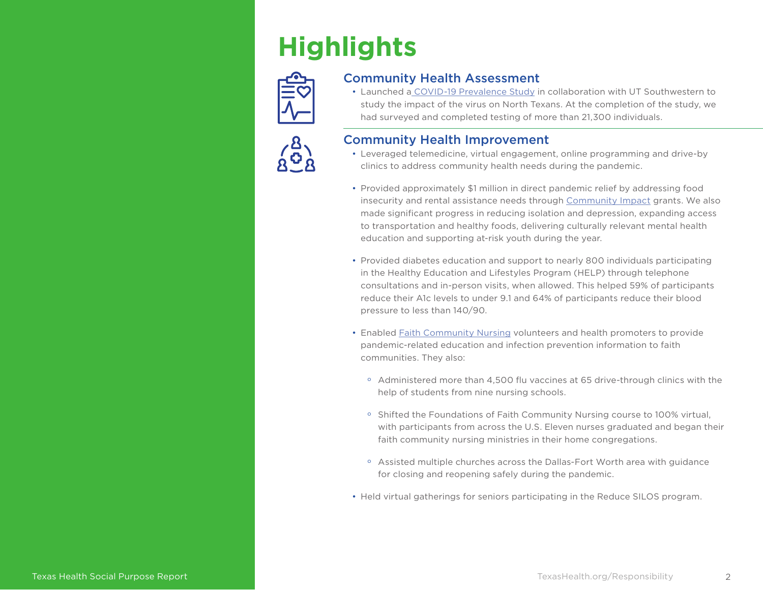# Highlights

## Community Health Assessment

- Launched a COVID-19 Prevalence Study in collaboration with UT Southwestern to study the impact of the virus on North Texans. At the completion of the study, we had surveyed and completed testing of more than 21,300 individuals.

## Community Health Improvement

- Leveraged telemedicine, virtual engagement, online programming and drive-by clinics to address community health needs during the pandemic.
- Provided approximately $1 million in direct pandemic relief by addressing food insecurity and rental assistance needs through Community Impact grants. We also made significant progress in reducing isolation and depression, expanding access to transportation and healthy foods, delivering culturally relevant mental health education and supporting at-risk youth during the year.
- Provided diabetes education and support to nearly 800 individuals participating in the Healthy Education and Lifestyles Program (HELP) through telephone consultations and in-person visits, when allowed. This helped 59% of participants reduce their A1c levels to under 9.1 and 64% of participants reduce their blood pressure to less than 140/90.
- Enabled Faith Community Nursing volunteers and health promoters to provide pandemic-related education and infection prevention information to faith communities. They also:
  - Administered more than 4,500 flu vaccines at 65 drive-through clinics with the help of students from nine nursing schools.
  - Shifted the Foundations of Faith Community Nursing course to 100% virtual, with participants from across the U.S. Eleven nurses graduated and began their faith community nursing ministries in their home congregations.
  - Assisted multiple churches across the Dallas-Fort Worth area with guidance for closing and reopening safely during the pandemic.
- Held virtual gatherings for seniors participating in the Reduce SILOS program.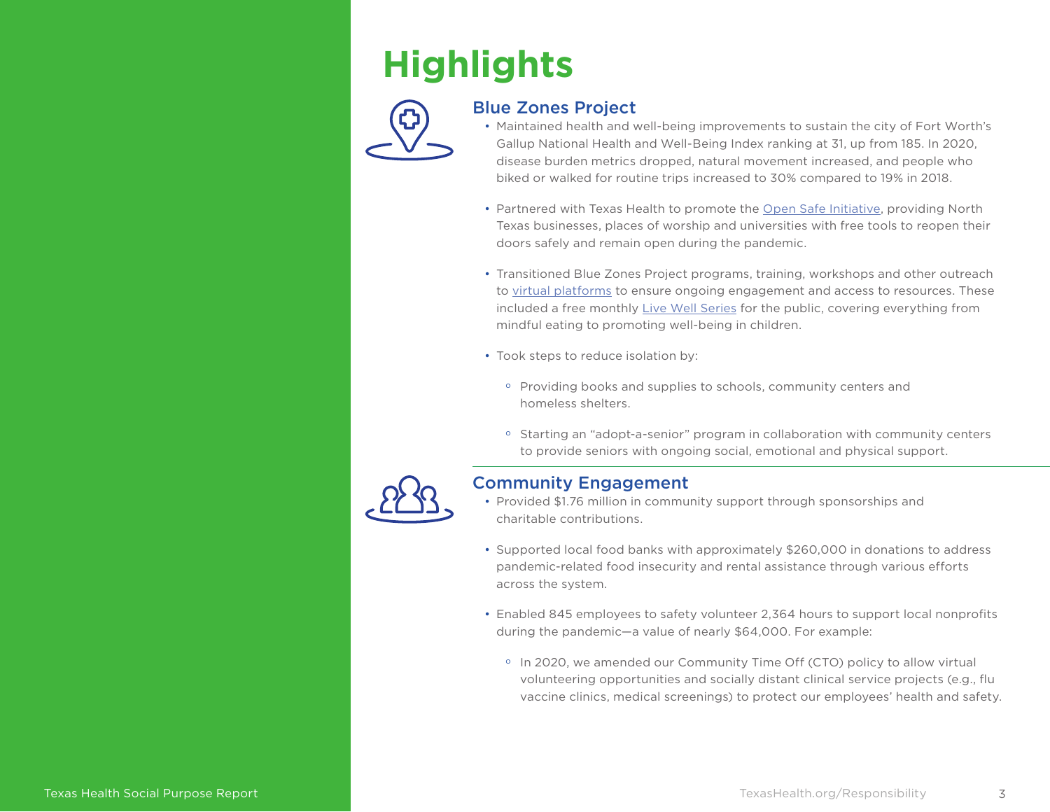# Highlights

## Blue Zones Project

- Maintained health and well-being improvements to sustain the city of Fort Worth's Gallup National Health and Well-Being Index ranking at 31, up from 185. In 2020, disease burden metrics dropped, natural movement increased, and people who biked or walked for routine trips increased to 30% compared to 19% in 2018.
- Partnered with Texas Health to promote the Open Safe Initiative, providing North Texas businesses, places of worship and universities with free tools to reopen their doors safely and remain open during the pandemic.
- Transitioned Blue Zones Project programs, training, workshops and other outreach to virtual platforms to ensure ongoing engagement and access to resources. These included a free monthly Live Well Series for the public, covering everything from mindful eating to promoting well-being in children.
- Took steps to reduce isolation by:
  - Providing books and supplies to schools, community centers and homeless shelters.
  - Starting an "adopt-a-senior" program in collaboration with community centers to provide seniors with ongoing social, emotional and physical support.

## Community Engagement

- Provided $1.76 million in community support through sponsorships and charitable contributions.
- Supported local food banks with approximately $260,000 in donations to address pandemic-related food insecurity and rental assistance through various efforts across the system.
- Enabled 845 employees to safety volunteer 2,364 hours to support local nonprofits during the pandemic—a value of nearly $64,000. For example:
  - In 2020, we amended our Community Time Off (CTO) policy to allow virtual volunteering opportunities and socially distant clinical service projects (e.g., flu vaccine clinics, medical screenings) to protect our employees' health and safety.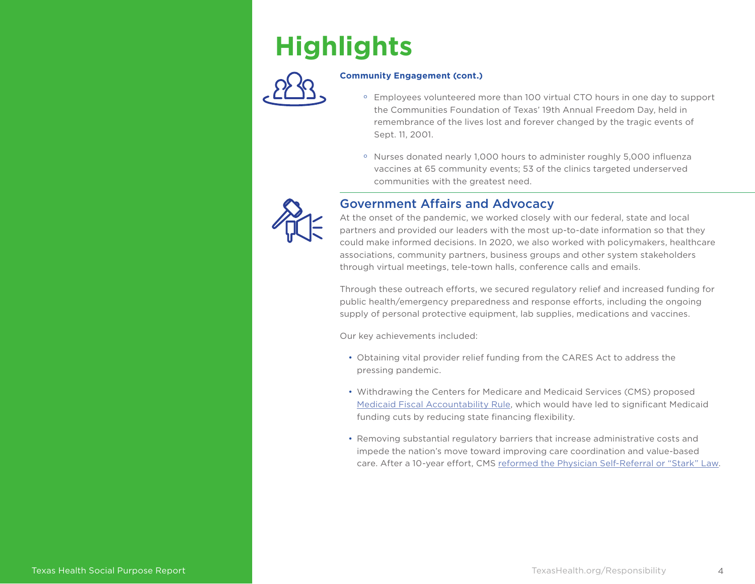# Highlights

**Community Engagement (cont.)**

- Employees volunteered more than 100 virtual CTO hours in one day to support the Communities Foundation of Texas' 19th Annual Freedom Day, held in remembrance of the lives lost and forever changed by the tragic events of Sept. 11, 2001.
- Nurses donated nearly 1,000 hours to administer roughly 5,000 influenza vaccines at 65 community events; 53 of the clinics targeted underserved communities with the greatest need.

## Government Affairs and Advocacy

At the onset of the pandemic, we worked closely with our federal, state and local partners and provided our leaders with the most up-to-date information so that they could make informed decisions. In 2020, we also worked with policymakers, healthcare associations, community partners, business groups and other system stakeholders through virtual meetings, tele-town halls, conference calls and emails.

Through these outreach efforts, we secured regulatory relief and increased funding for public health/emergency preparedness and response efforts, including the ongoing supply of personal protective equipment, lab supplies, medications and vaccines.

Our key achievements included:

- Obtaining vital provider relief funding from the CARES Act to address the pressing pandemic.
- Withdrawing the Centers for Medicare and Medicaid Services (CMS) proposed Medicaid Fiscal Accountability Rule, which would have led to significant Medicaid funding cuts by reducing state financing flexibility.
- Removing substantial regulatory barriers that increase administrative costs and impede the nation's move toward improving care coordination and value-based care. After a 10-year effort, CMS reformed the Physician Self-Referral or "Stark" Law.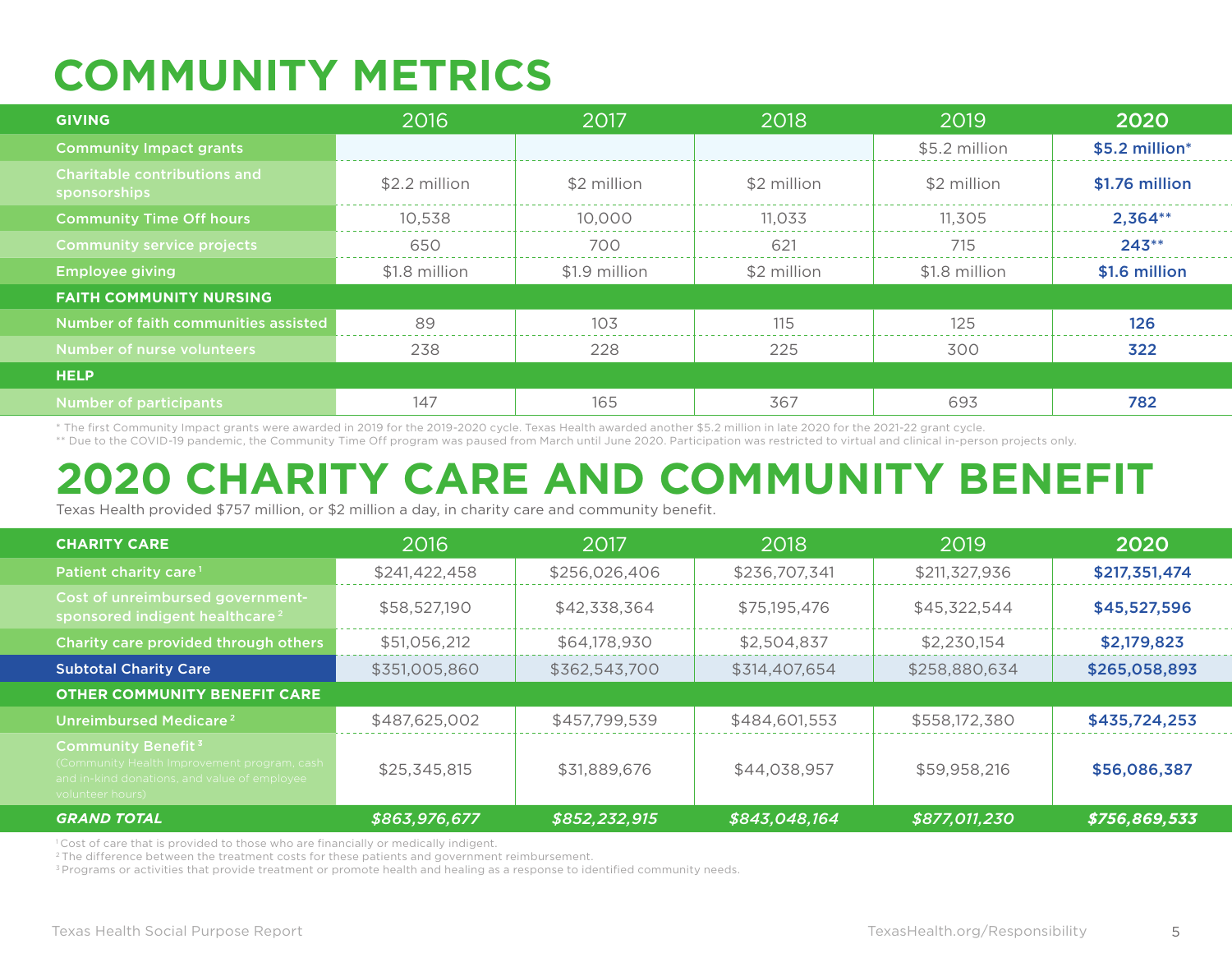# COMMUNITY METRICS

| GIVING | 2016 | 2017 | 2018 | 2019 | 2020 |
|---|---|---|---|---|---|
| Community Impact grants | | | | $5.2 million | **$5.2 million*** |
| Charitable contributions and sponsorships | $2.2 million | $2 million | $2 million | $2 million | **$1.76 million** |
| Community Time Off hours | 10,538 | 10,000 | 11,033 | 11,305 | **2,364**** |
| Community service projects | 650 | 700 | 621 | 715 | **243**** |
| Employee giving | $1.8 million | $1.9 million | $2 million | $1.8 million | **$1.6 million** |
| **FAITH COMMUNITY NURSING** | | | | | |
| Number of faith communities assisted | 89 | 103 | 115 | 125 | **126** |
| Number of nurse volunteers | 238 | 228 | 225 | 300 | **322** |
| **HELP** | | | | | |
| Number of participants | 147 | 165 | 367 | 693 | **782** |

\* The first Community Impact grants were awarded in 2019 for the 2019-2020 cycle. Texas Health awarded another $5.2 million in late 2020 for the 2021-22 grant cycle.
\*\* Due to the COVID-19 pandemic, the Community Time Off program was paused from March until June 2020. Participation was restricted to virtual and clinical in-person projects only.

# 2020 CHARITY CARE AND COMMUNITY BENEFIT

Texas Health provided $757 million, or $2 million a day, in charity care and community benefit.

| CHARITY CARE | 2016 | 2017 | 2018 | 2019 | 2020 |
|---|---|---|---|---|---|
| Patient charity care[1] | $241,422,458 | $256,026,406 | $236,707,341 | $211,327,936 | **$217,351,474** |
| Cost of unreimbursed government-sponsored indigent healthcare[2] | $58,527,190 | $42,338,364 | $75,195,476 | $45,322,544 | **$45,527,596** |
| Charity care provided through others | $51,056,212 | $64,178,930 | $2,504,837 | $2,230,154 | **$2,179,823** |
| Subtotal Charity Care | $351,005,860 | $362,543,700 | $314,407,654 | $258,880,634 | **$265,058,893** |
| **OTHER COMMUNITY BENEFIT CARE** | | | | | |
| Unreimbursed Medicare[2] | $487,625,002 | $457,799,539 | $484,601,553 | $558,172,380 | **$435,724,253** |
| Community Benefit[3] (Community Health Improvement program, cash and in-kind donations, and value of employee volunteer hours) | $25,345,815 | $31,889,676 | $44,038,957 | $59,958,216 | **$56,086,387** |
| ***GRAND TOTAL*** | ***$863,976,677*** | ***$852,232,915*** | ***$843,048,164*** | ***$877,011,230*** | ***$756,869,533*** |

[1] Cost of care that is provided to those who are financially or medically indigent.
[2] The difference between the treatment costs for these patients and government reimbursement.
[3] Programs or activities that provide treatment or promote health and healing as a response to identified community needs.